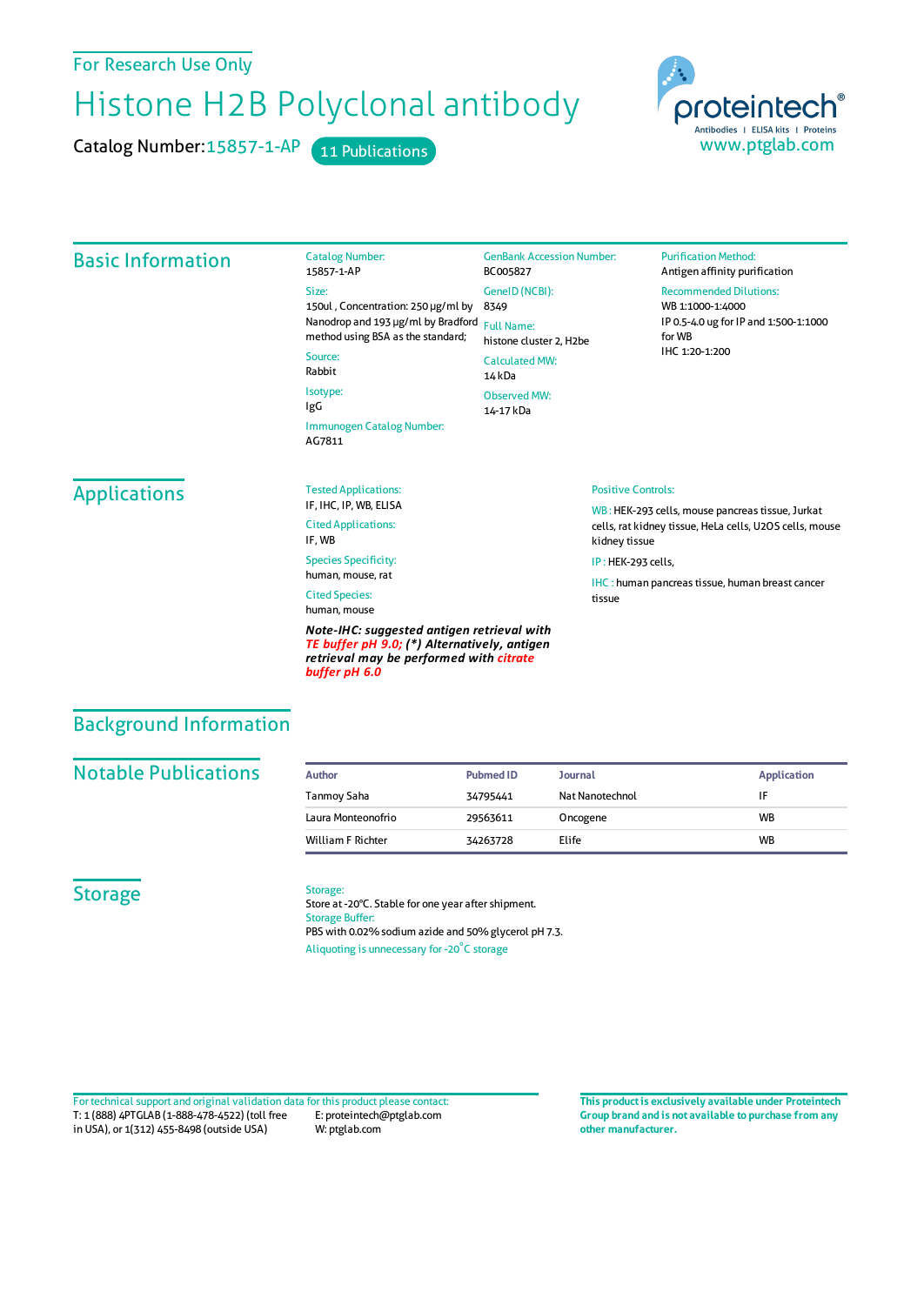For Research Use Only

# Histone H2B Polyclonal antibody

Catalog Number: 15857-1-AP  11 Publications

proteintech®
Antibodies | ELISA kits | Proteins
www.ptglab.com

## Basic Information

**Catalog Number:**
15857-1-AP

**Size:**
150ul , Concentration: 250 μg/ml by Nanodrop and 193 μg/ml by Bradford method using BSA as the standard;

**Source:**
Rabbit

**Isotype:**
IgG

**Immunogen Catalog Number:**
AG7811

**GenBank Accession Number:**
BC005827

**GeneID (NCBI):**
8349

**Full Name:**
histone cluster 2, H2be

**Calculated MW:**
14 kDa

**Observed MW:**
14-17 kDa

**Purification Method:**
Antigen affinity purification

**Recommended Dilutions:**
WB 1:1000-1:4000
IP 0.5-4.0 ug for IP and 1:500-1:1000 for WB
IHC 1:20-1:200

## Applications

**Tested Applications:**
IF, IHC, IP, WB, ELISA

**Cited Applications:**
IF, WB

**Species Specificity:**
human, mouse, rat

**Cited Species:**
human, mouse

***Note-IHC: suggested antigen retrieval with TE buffer pH 9.0; (\*) Alternatively, antigen retrieval may be performed with citrate buffer pH 6.0***

**Positive Controls:**

WB : HEK-293 cells, mouse pancreas tissue, Jurkat cells, rat kidney tissue, HeLa cells, U2OS cells, mouse kidney tissue

IP : HEK-293 cells,

IHC : human pancreas tissue, human breast cancer tissue

## Background Information

## Notable Publications

| Author | Pubmed ID | Journal | Application |
|---|---|---|---|
| Tanmoy Saha | 34795441 | Nat Nanotechnol | IF |
| Laura Monteonofrio | 29563611 | Oncogene | WB |
| William F Richter | 34263728 | Elife | WB |

## Storage

**Storage:**
Store at -20°C. Stable for one year after shipment.

**Storage Buffer:**
PBS with 0.02% sodium azide and 50% glycerol pH 7.3.

Aliquoting is unnecessary for -20°C storage

For technical support and original validation data for this product please contact:
T: 1 (888) 4PTGLAB (1-888-478-4522) (toll free in USA), or 1(312) 455-8498 (outside USA)
E: proteintech@ptglab.com
W: ptglab.com

**This product is exclusively available under Proteintech Group brand and is not available to purchase from any other manufacturer.**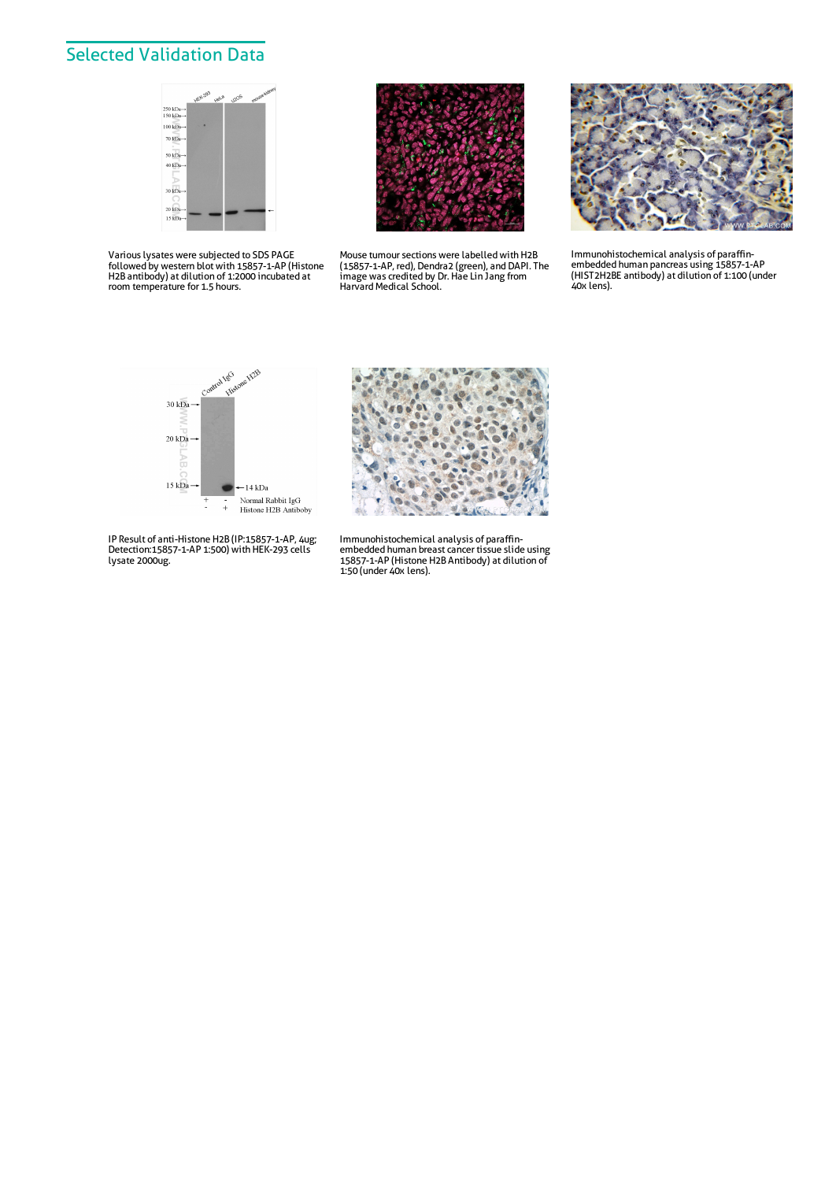## Selected Validation Data

250 kDa
150 kDa
100 kDa
70 kDa
50 kDa
40 kDa
30 kDa
20 kDa
15 kDa

HEK-293
HeLa
U2OS
mouse kidney

Various lysates were subjected to SDS PAGE followed by western blot with 15857-1-AP (Histone H2B antibody) at dilution of 1:2000 incubated at room temperature for 1.5 hours.

Mouse tumour sections were labelled with H2B (15857-1-AP, red), Dendra2 (green), and DAPI. The image was credited by Dr. Hae Lin Jang from Harvard Medical School.

Immunohistochemical analysis of paraffin-embedded human pancreas using 15857-1-AP (HIST2H2BE antibody) at dilution of 1:100 (under 40x lens).

Control IgG
Histone H2B

30 kDa
20 kDa
15 kDa
14 kDa

| | | |
|---|---|---|
| + | - | Normal Rabbit IgG |
| - | + | Histone H2B Antiboby |

IP Result of anti-Histone H2B (IP:15857-1-AP, 4ug; Detection:15857-1-AP 1:500) with HEK-293 cells lysate 2000ug.

Immunohistochemical analysis of paraffin-embedded human breast cancer tissue slide using 15857-1-AP (Histone H2B Antibody) at dilution of 1:50 (under 40x lens).